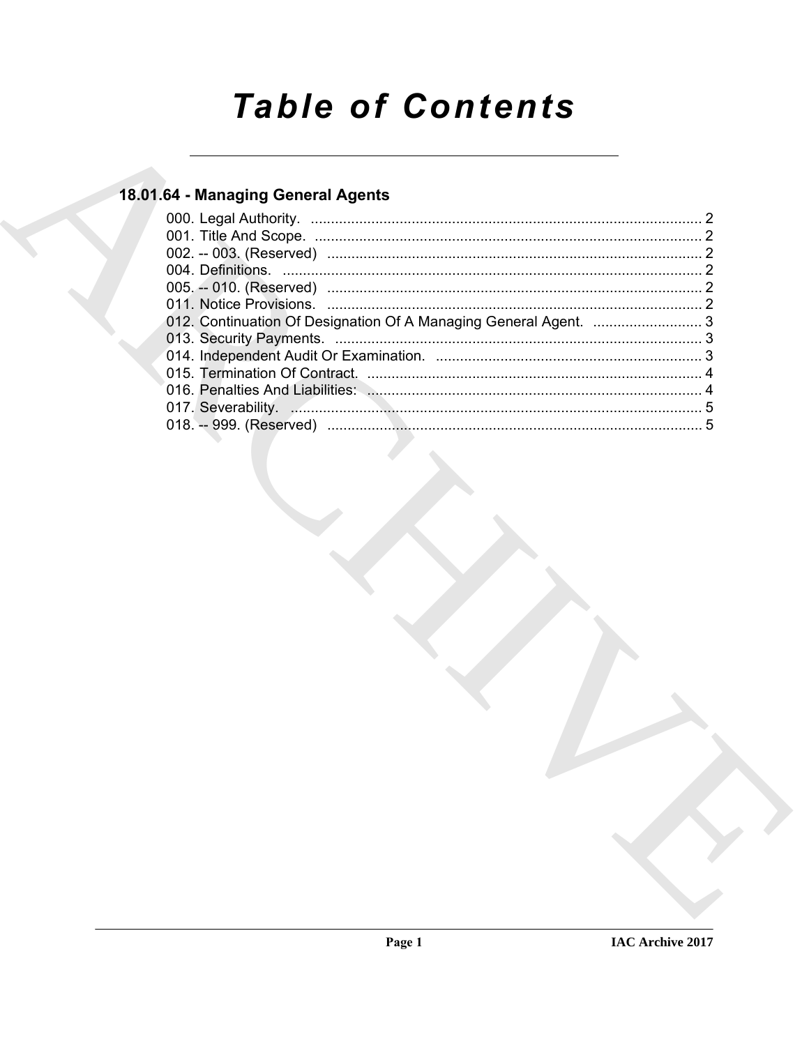# Table of Contents

## 18.01.64 - Managing General Agents

000. Legal Authority. ..... 2
001. Title And Scope. ..... 2
002. -- 003. (Reserved) ..... 2
004. Definitions. ..... 2
005. -- 010. (Reserved) ..... 2
011. Notice Provisions. ..... 2
012. Continuation Of Designation Of A Managing General Agent. ..... 3
013. Security Payments. ..... 3
014. Independent Audit Or Examination. ..... 3
015. Termination Of Contract. ..... 4
016. Penalties And Liabilities: ..... 4
017. Severability. ..... 5
018. -- 999. (Reserved) ..... 5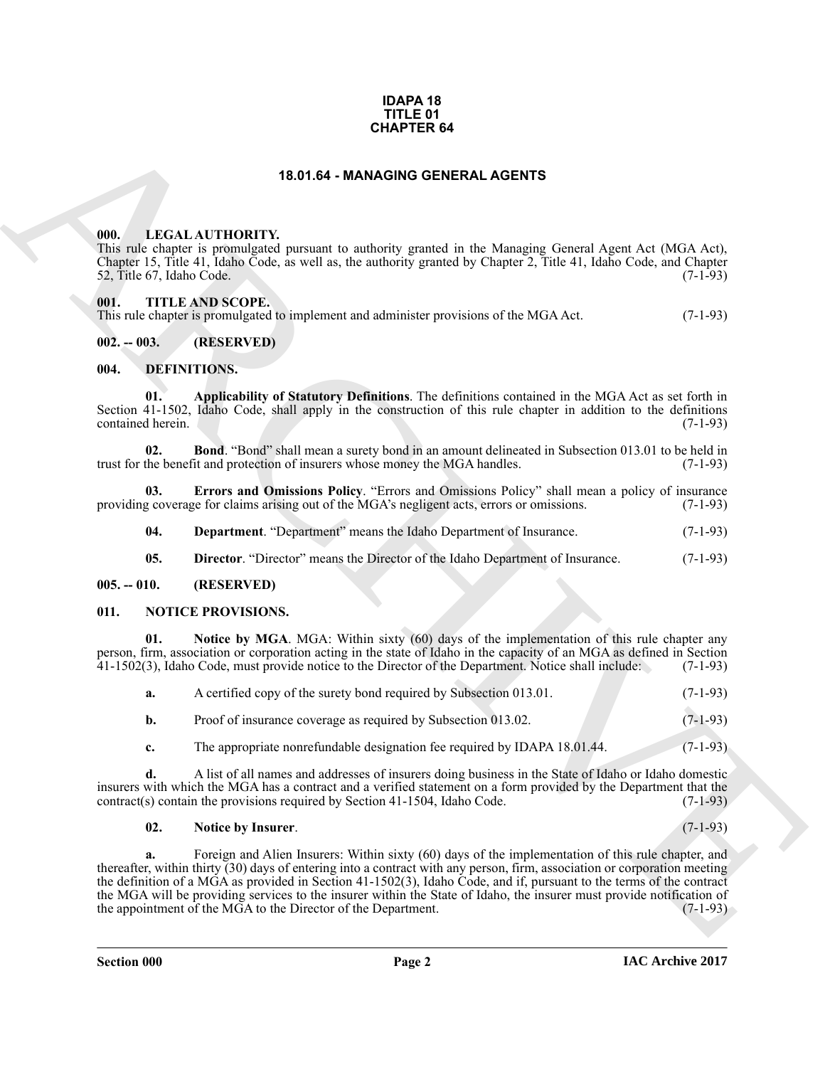**IDAPA 18**
**TITLE 01**
**CHAPTER 64**

# 18.01.64 - MANAGING GENERAL AGENTS

## 000. LEGAL AUTHORITY.

This rule chapter is promulgated pursuant to authority granted in the Managing General Agent Act (MGA Act), Chapter 15, Title 41, Idaho Code, as well as, the authority granted by Chapter 2, Title 41, Idaho Code, and Chapter 52, Title 67, Idaho Code. (7-1-93)

## 001. TITLE AND SCOPE.

This rule chapter is promulgated to implement and administer provisions of the MGA Act. (7-1-93)

## 002. -- 003. (RESERVED)

## 004. DEFINITIONS.

**01. Applicability of Statutory Definitions**. The definitions contained in the MGA Act as set forth in Section 41-1502, Idaho Code, shall apply in the construction of this rule chapter in addition to the definitions contained herein. (7-1-93)

**02. Bond**. "Bond" shall mean a surety bond in an amount delineated in Subsection 013.01 to be held in trust for the benefit and protection of insurers whose money the MGA handles. (7-1-93)

**03. Errors and Omissions Policy**. "Errors and Omissions Policy" shall mean a policy of insurance providing coverage for claims arising out of the MGA's negligent acts, errors or omissions. (7-1-93)

**04. Department**. "Department" means the Idaho Department of Insurance. (7-1-93)

**05. Director**. "Director" means the Director of the Idaho Department of Insurance. (7-1-93)

## 005. -- 010. (RESERVED)

## 011. NOTICE PROVISIONS.

**01. Notice by MGA**. MGA: Within sixty (60) days of the implementation of this rule chapter any person, firm, association or corporation acting in the state of Idaho in the capacity of an MGA as defined in Section 41-1502(3), Idaho Code, must provide notice to the Director of the Department. Notice shall include: (7-1-93)

**a.** A certified copy of the surety bond required by Subsection 013.01. (7-1-93)

**b.** Proof of insurance coverage as required by Subsection 013.02. (7-1-93)

**c.** The appropriate nonrefundable designation fee required by IDAPA 18.01.44. (7-1-93)

**d.** A list of all names and addresses of insurers doing business in the State of Idaho or Idaho domestic insurers with which the MGA has a contract and a verified statement on a form provided by the Department that the contract(s) contain the provisions required by Section 41-1504, Idaho Code. (7-1-93)

**02. Notice by Insurer**. (7-1-93)

**a.** Foreign and Alien Insurers: Within sixty (60) days of the implementation of this rule chapter, and thereafter, within thirty (30) days of entering into a contract with any person, firm, association or corporation meeting the definition of a MGA as provided in Section 41-1502(3), Idaho Code, and if, pursuant to the terms of the contract the MGA will be providing services to the insurer within the State of Idaho, the insurer must provide notification of the appointment of the MGA to the Director of the Department. (7-1-93)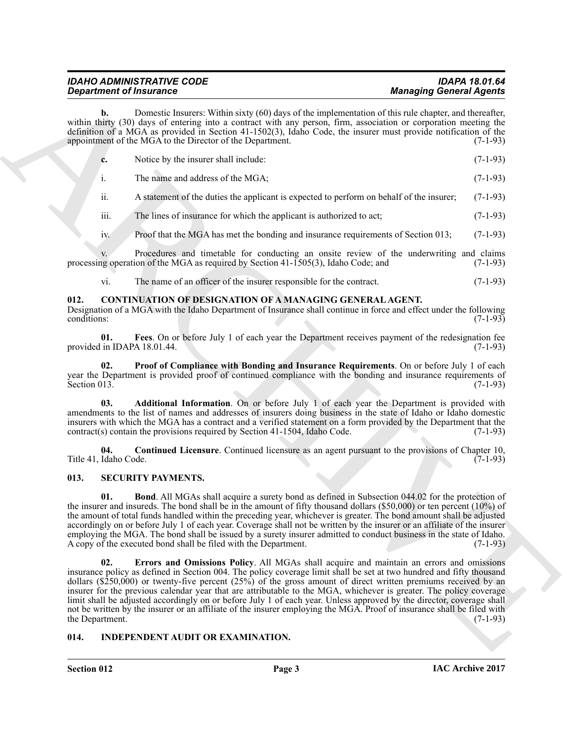**b.** Domestic Insurers: Within sixty (60) days of the implementation of this rule chapter, and thereafter, within thirty (30) days of entering into a contract with any person, firm, association or corporation meeting the definition of a MGA as provided in Section 41-1502(3), Idaho Code, the insurer must provide notification of the appointment of the MGA to the Director of the Department. (7-1-93)

**c.** Notice by the insurer shall include: (7-1-93)

i. The name and address of the MGA; (7-1-93)

ii. A statement of the duties the applicant is expected to perform on behalf of the insurer; (7-1-93)

iii. The lines of insurance for which the applicant is authorized to act; (7-1-93)

iv. Proof that the MGA has met the bonding and insurance requirements of Section 013; (7-1-93)

v. Procedures and timetable for conducting an onsite review of the underwriting and claims processing operation of the MGA as required by Section 41-1505(3), Idaho Code; and (7-1-93)

vi. The name of an officer of the insurer responsible for the contract. (7-1-93)

### 012. CONTINUATION OF DESIGNATION OF A MANAGING GENERAL AGENT.

Designation of a MGA with the Idaho Department of Insurance shall continue in force and effect under the following conditions: (7-1-93)

**01. Fees**. On or before July 1 of each year the Department receives payment of the redesignation fee provided in IDAPA 18.01.44. (7-1-93)

**02. Proof of Compliance with Bonding and Insurance Requirements**. On or before July 1 of each year the Department is provided proof of continued compliance with the bonding and insurance requirements of Section 013. (7-1-93)

**03. Additional Information**. On or before July 1 of each year the Department is provided with amendments to the list of names and addresses of insurers doing business in the state of Idaho or Idaho domestic insurers with which the MGA has a contract and a verified statement on a form provided by the Department that the contract(s) contain the provisions required by Section 41-1504, Idaho Code. (7-1-93)

**04. Continued Licensure**. Continued licensure as an agent pursuant to the provisions of Chapter 10, Title 41, Idaho Code. (7-1-93)

### 013. SECURITY PAYMENTS.

**01. Bond**. All MGAs shall acquire a surety bond as defined in Subsection 044.02 for the protection of the insurer and insureds. The bond shall be in the amount of fifty thousand dollars ($50,000) or ten percent (10%) of the amount of total funds handled within the preceding year, whichever is greater. The bond amount shall be adjusted accordingly on or before July 1 of each year. Coverage shall not be written by the insurer or an affiliate of the insurer employing the MGA. The bond shall be issued by a surety insurer admitted to conduct business in the state of Idaho. A copy of the executed bond shall be filed with the Department. (7-1-93)

**02. Errors and Omissions Policy**. All MGAs shall acquire and maintain an errors and omissions insurance policy as defined in Section 004. The policy coverage limit shall be set at two hundred and fifty thousand dollars ($250,000) or twenty-five percent (25%) of the gross amount of direct written premiums received by an insurer for the previous calendar year that are attributable to the MGA, whichever is greater. The policy coverage limit shall be adjusted accordingly on or before July 1 of each year. Unless approved by the director, coverage shall not be written by the insurer or an affiliate of the insurer employing the MGA. Proof of insurance shall be filed with the Department. (7-1-93)

### 014. INDEPENDENT AUDIT OR EXAMINATION.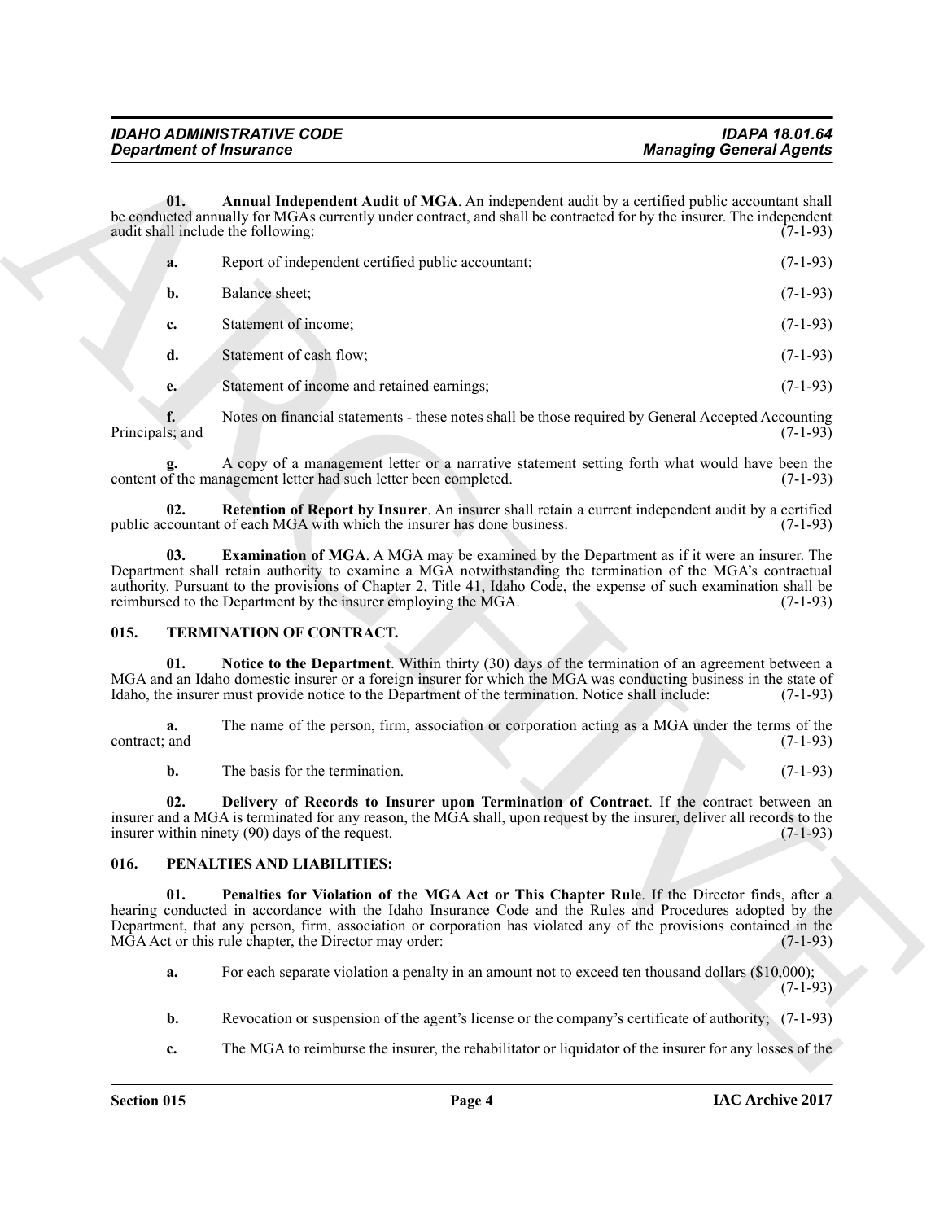**01. Annual Independent Audit of MGA**. An independent audit by a certified public accountant shall be conducted annually for MGAs currently under contract, and shall be contracted for by the insurer. The independent audit shall include the following: (7-1-93)

**a.** Report of independent certified public accountant; (7-1-93)

**b.** Balance sheet; (7-1-93)

**c.** Statement of income; (7-1-93)

**d.** Statement of cash flow; (7-1-93)

**e.** Statement of income and retained earnings; (7-1-93)

**f.** Notes on financial statements - these notes shall be those required by General Accepted Accounting Principals; and (7-1-93)

**g.** A copy of a management letter or a narrative statement setting forth what would have been the content of the management letter had such letter been completed. (7-1-93)

**02. Retention of Report by Insurer**. An insurer shall retain a current independent audit by a certified public accountant of each MGA with which the insurer has done business. (7-1-93)

**03. Examination of MGA**. A MGA may be examined by the Department as if it were an insurer. The Department shall retain authority to examine a MGA notwithstanding the termination of the MGA's contractual authority. Pursuant to the provisions of Chapter 2, Title 41, Idaho Code, the expense of such examination shall be reimbursed to the Department by the insurer employing the MGA. (7-1-93)

## 015. TERMINATION OF CONTRACT.

**01. Notice to the Department**. Within thirty (30) days of the termination of an agreement between a MGA and an Idaho domestic insurer or a foreign insurer for which the MGA was conducting business in the state of Idaho, the insurer must provide notice to the Department of the termination. Notice shall include: (7-1-93)

**a.** The name of the person, firm, association or corporation acting as a MGA under the terms of the contract; and (7-1-93)

**b.** The basis for the termination. (7-1-93)

**02. Delivery of Records to Insurer upon Termination of Contract**. If the contract between an insurer and a MGA is terminated for any reason, the MGA shall, upon request by the insurer, deliver all records to the insurer within ninety (90) days of the request. (7-1-93)

## 016. PENALTIES AND LIABILITIES:

**01. Penalties for Violation of the MGA Act or This Chapter Rule**. If the Director finds, after a hearing conducted in accordance with the Idaho Insurance Code and the Rules and Procedures adopted by the Department, that any person, firm, association or corporation has violated any of the provisions contained in the MGA Act or this rule chapter, the Director may order: (7-1-93)

**a.** For each separate violation a penalty in an amount not to exceed ten thousand dollars ($10,000); (7-1-93)

**b.** Revocation or suspension of the agent's license or the company's certificate of authority; (7-1-93)

**c.** The MGA to reimburse the insurer, the rehabilitator or liquidator of the insurer for any losses of the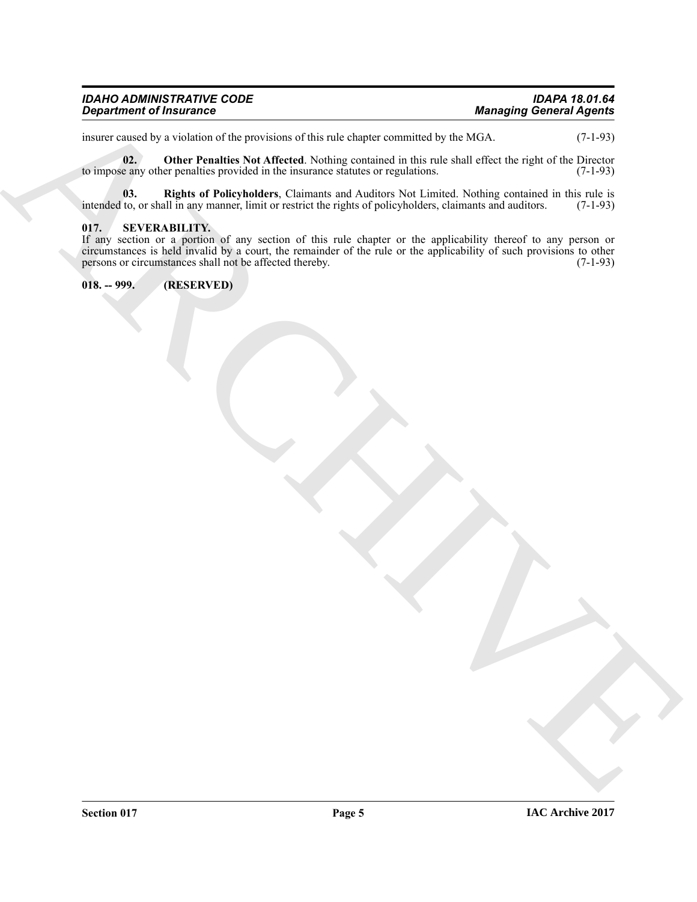insurer caused by a violation of the provisions of this rule chapter committed by the MGA. (7-1-93)

**02. Other Penalties Not Affected**. Nothing contained in this rule shall effect the right of the Director to impose any other penalties provided in the insurance statutes or regulations. (7-1-93)

**03. Rights of Policyholders**, Claimants and Auditors Not Limited. Nothing contained in this rule is intended to, or shall in any manner, limit or restrict the rights of policyholders, claimants and auditors. (7-1-93)

## 017. SEVERABILITY.

If any section or a portion of any section of this rule chapter or the applicability thereof to any person or circumstances is held invalid by a court, the remainder of the rule or the applicability of such provisions to other persons or circumstances shall not be affected thereby. (7-1-93)

## 018. -- 999. (RESERVED)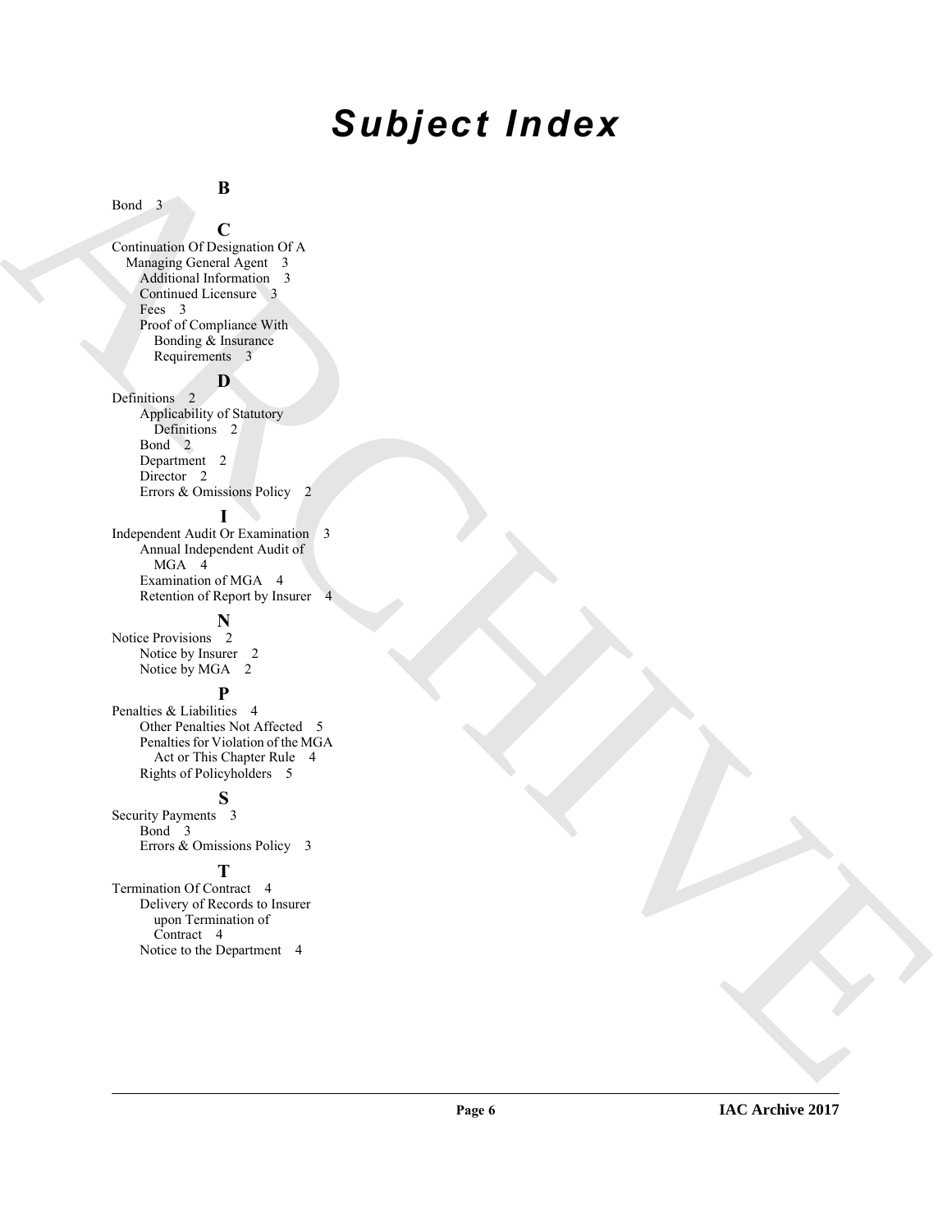# Subject Index

**B**

Bond 3

**C**

Continuation Of Designation Of A Managing General Agent 3
- Additional Information 3
- Continued Licensure 3
- Fees 3
- Proof of Compliance With Bonding & Insurance Requirements 3

**D**

Definitions 2
- Applicability of Statutory Definitions 2
- Bond 2
- Department 2
- Director 2
- Errors & Omissions Policy 2

**I**

Independent Audit Or Examination 3
- Annual Independent Audit of MGA 4
- Examination of MGA 4
- Retention of Report by Insurer 4

**N**

Notice Provisions 2
- Notice by Insurer 2
- Notice by MGA 2

**P**

Penalties & Liabilities 4
- Other Penalties Not Affected 5
- Penalties for Violation of the MGA Act or This Chapter Rule 4
- Rights of Policyholders 5

**S**

Security Payments 3
- Bond 3
- Errors & Omissions Policy 3

**T**

Termination Of Contract 4
- Delivery of Records to Insurer upon Termination of Contract 4
- Notice to the Department 4